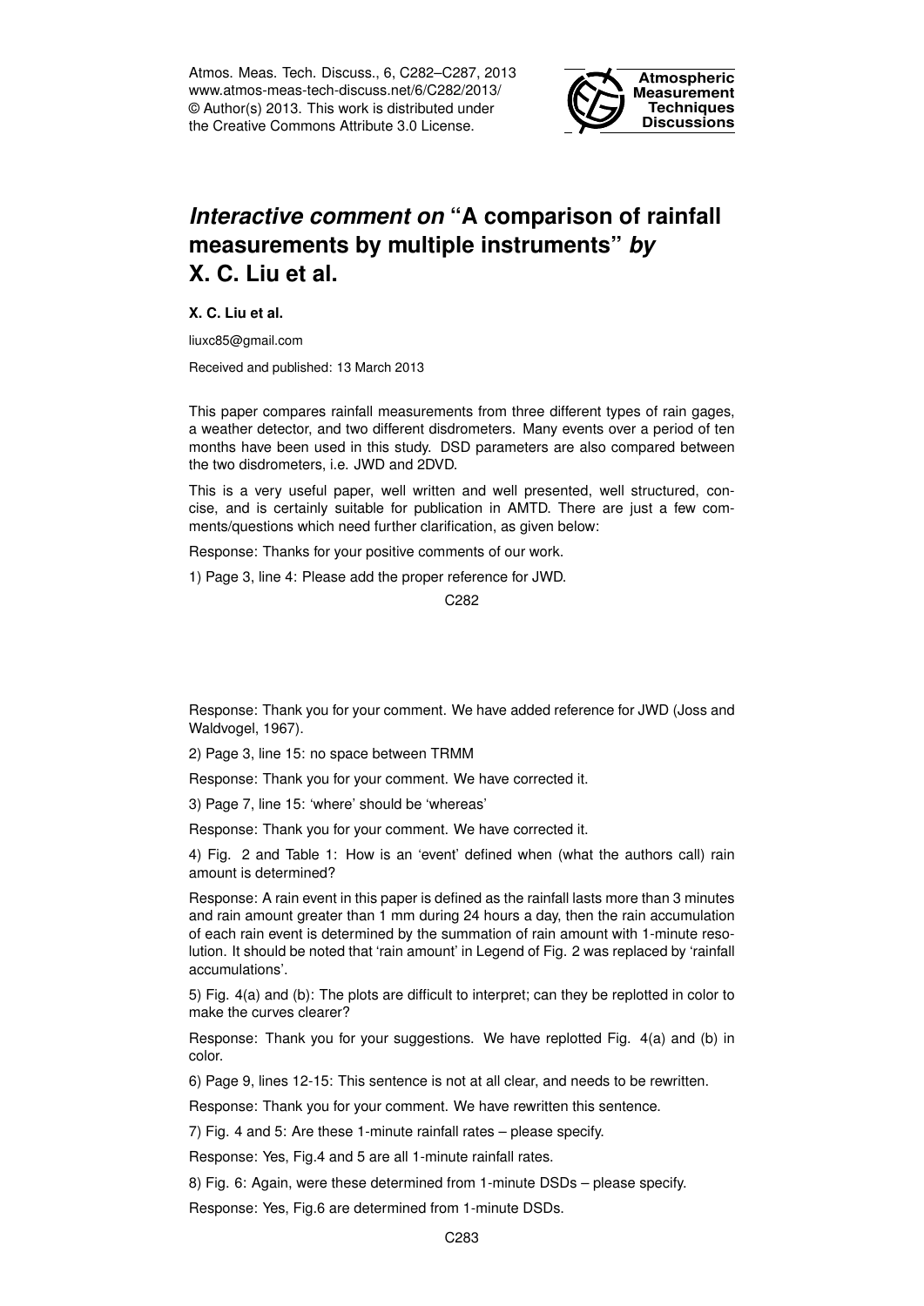Atmos. Meas. Tech. Discuss., 6, C282–C287, 2013
www.atmos-meas-tech-discuss.net/6/C282/2013/
© Author(s) 2013. This work is distributed under
the Creative Commons Attribute 3.0 License.

# *Interactive comment on* "A comparison of rainfall measurements by multiple instruments" *by* X. C. Liu et al.

**X. C. Liu et al.**

liuxc85@gmail.com

Received and published: 13 March 2013

This paper compares rainfall measurements from three different types of rain gages, a weather detector, and two different disdrometers. Many events over a period of ten months have been used in this study. DSD parameters are also compared between the two disdrometers, i.e. JWD and 2DVD.

This is a very useful paper, well written and well presented, well structured, concise, and is certainly suitable for publication in AMTD. There are just a few comments/questions which need further clarification, as given below:

Response: Thanks for your positive comments of our work.

1) Page 3, line 4: Please add the proper reference for JWD.

Response: Thank you for your comment. We have added reference for JWD (Joss and Waldvogel, 1967).

2) Page 3, line 15: no space between TRMM

Response: Thank you for your comment. We have corrected it.

3) Page 7, line 15: 'where' should be 'whereas'

Response: Thank you for your comment. We have corrected it.

4) Fig. 2 and Table 1: How is an 'event' defined when (what the authors call) rain amount is determined?

Response: A rain event in this paper is defined as the rainfall lasts more than 3 minutes and rain amount greater than 1 mm during 24 hours a day, then the rain accumulation of each rain event is determined by the summation of rain amount with 1-minute resolution. It should be noted that 'rain amount' in Legend of Fig. 2 was replaced by 'rainfall accumulations'.

5) Fig. 4(a) and (b): The plots are difficult to interpret; can they be replotted in color to make the curves clearer?

Response: Thank you for your suggestions. We have replotted Fig. 4(a) and (b) in color.

6) Page 9, lines 12-15: This sentence is not at all clear, and needs to be rewritten.

Response: Thank you for your comment. We have rewritten this sentence.

7) Fig. 4 and 5: Are these 1-minute rainfall rates – please specify.

Response: Yes, Fig.4 and 5 are all 1-minute rainfall rates.

8) Fig. 6: Again, were these determined from 1-minute DSDs – please specify.

Response: Yes, Fig.6 are determined from 1-minute DSDs.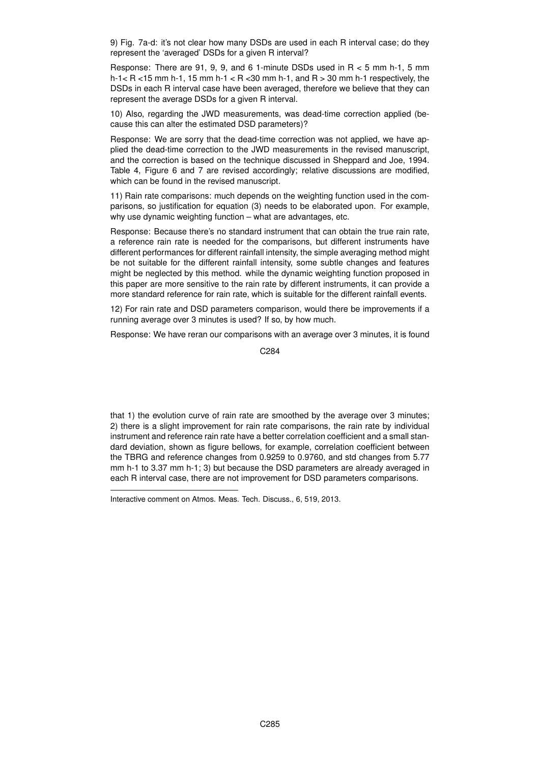9) Fig. 7a-d: it's not clear how many DSDs are used in each R interval case; do they represent the 'averaged' DSDs for a given R interval?

Response: There are 91, 9, 9, and 6 1-minute DSDs used in $R < 5$ mm h-1, 5 mm h-1< $R$ <15 mm h-1, 15 mm h-1 < $R$ <30 mm h-1, and $R > 30$ mm h-1 respectively, the DSDs in each R interval case have been averaged, therefore we believe that they can represent the average DSDs for a given R interval.

10) Also, regarding the JWD measurements, was dead-time correction applied (because this can alter the estimated DSD parameters)?

Response: We are sorry that the dead-time correction was not applied, we have applied the dead-time correction to the JWD measurements in the revised manuscript, and the correction is based on the technique discussed in Sheppard and Joe, 1994. Table 4, Figure 6 and 7 are revised accordingly; relative discussions are modified, which can be found in the revised manuscript.

11) Rain rate comparisons: much depends on the weighting function used in the comparisons, so justification for equation (3) needs to be elaborated upon. For example, why use dynamic weighting function – what are advantages, etc.

Response: Because there's no standard instrument that can obtain the true rain rate, a reference rain rate is needed for the comparisons, but different instruments have different performances for different rainfall intensity, the simple averaging method might be not suitable for the different rainfall intensity, some subtle changes and features might be neglected by this method. while the dynamic weighting function proposed in this paper are more sensitive to the rain rate by different instruments, it can provide a more standard reference for rain rate, which is suitable for the different rainfall events.

12) For rain rate and DSD parameters comparison, would there be improvements if a running average over 3 minutes is used? If so, by how much.

Response: We have reran our comparisons with an average over 3 minutes, it is found that 1) the evolution curve of rain rate are smoothed by the average over 3 minutes; 2) there is a slight improvement for rain rate comparisons, the rain rate by individual instrument and reference rain rate have a better correlation coefficient and a small standard deviation, shown as figure bellows, for example, correlation coefficient between the TBRG and reference changes from 0.9259 to 0.9760, and std changes from 5.77 mm h-1 to 3.37 mm h-1; 3) but because the DSD parameters are already averaged in each R interval case, there are not improvement for DSD parameters comparisons.

---

Interactive comment on Atmos. Meas. Tech. Discuss., 6, 519, 2013.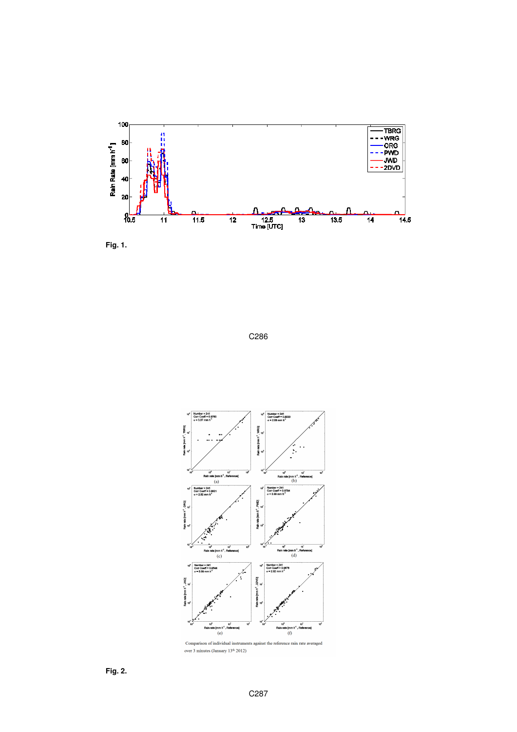100
80
60
40
20
0
Rain Rate [mm h$^{-1}$]
10.5
11
11.5
12
12.5
13
13.5
14
14.5
Time [UTC]
TBRG
WRG
ORG
PWD
JWD
2DVD

**Fig. 1.**

Number = 241
Corr Coeff = 0.9780
σ = 3.37 mm h$^{-1}$
Rain rate [mm h$^{-1}$, TBRG]
Rain rate [mm h$^{-1}$, Reference]
(a)

Number = 241
Corr Coeff = 0.9930
σ = 2.88 mm h$^{-1}$
Rain rate [mm h$^{-1}$, WRG]
Rain rate [mm h$^{-1}$, Reference]
(b)

Number = 241
Corr Coeff = 0.9821
σ = 2.82 mm h$^{-1}$
Rain rate [mm h$^{-1}$, ORG]
Rain rate [mm h$^{-1}$, Reference]
(c)

Number = 241
Corr Coeff = 0.9794
σ = 3.99 mm h$^{-1}$
Rain rate [mm h$^{-1}$, PWD]
Rain rate [mm h$^{-1}$, Reference]
(d)

Number = 241
Corr Coeff = 0.9544
σ = 5.09 mm h$^{-1}$
Rain rate [mm h$^{-1}$, JWD]
Rain rate [mm h$^{-1}$, Reference]
(e)

Number = 241
Corr Coeff = 0.9876
σ = 2.92 mm h$^{-1}$
Rain rate [mm h$^{-1}$, 2DVD]
Rain rate [mm h$^{-1}$, Reference]
(f)

Comparison of individual instruments against the reference rain rate averaged over 3 minutes (January 13th 2012)

**Fig. 2.**